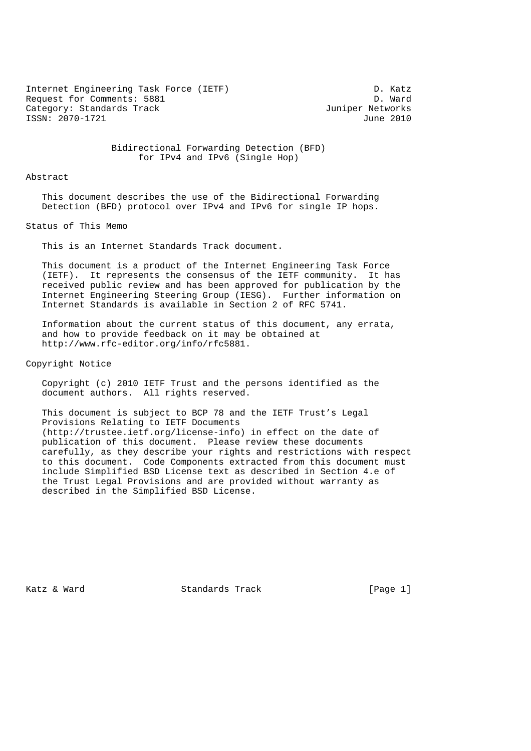Internet Engineering Task Force (IETF) D. Katz
Request for Comments: 5881 D. Ward
Category: Standards Track Juniper Networks
ISSN: 2070-1721 June 2010

# Bidirectional Forwarding Detection (BFD) for IPv4 and IPv6 (Single Hop)

## Abstract

This document describes the use of the Bidirectional Forwarding Detection (BFD) protocol over IPv4 and IPv6 for single IP hops.

## Status of This Memo

This is an Internet Standards Track document.

This document is a product of the Internet Engineering Task Force (IETF). It represents the consensus of the IETF community. It has received public review and has been approved for publication by the Internet Engineering Steering Group (IESG). Further information on Internet Standards is available in Section 2 of RFC 5741.

Information about the current status of this document, any errata, and how to provide feedback on it may be obtained at http://www.rfc-editor.org/info/rfc5881.

## Copyright Notice

Copyright (c) 2010 IETF Trust and the persons identified as the document authors. All rights reserved.

This document is subject to BCP 78 and the IETF Trust's Legal Provisions Relating to IETF Documents (http://trustee.ietf.org/license-info) in effect on the date of publication of this document. Please review these documents carefully, as they describe your rights and restrictions with respect to this document. Code Components extracted from this document must include Simplified BSD License text as described in Section 4.e of the Trust Legal Provisions and are provided without warranty as described in the Simplified BSD License.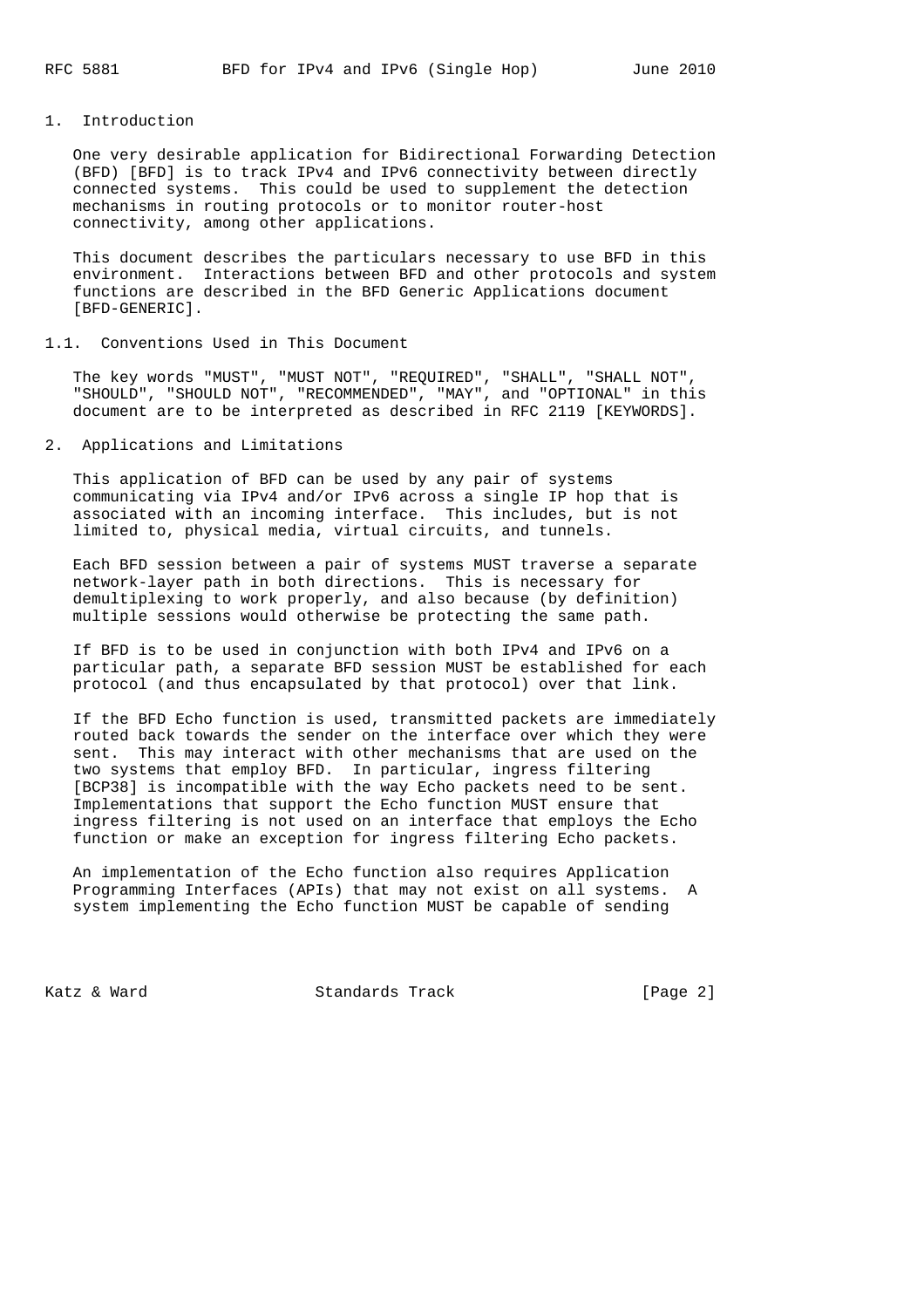# 1. Introduction

One very desirable application for Bidirectional Forwarding Detection (BFD) [BFD] is to track IPv4 and IPv6 connectivity between directly connected systems. This could be used to supplement the detection mechanisms in routing protocols or to monitor router-host connectivity, among other applications.

This document describes the particulars necessary to use BFD in this environment. Interactions between BFD and other protocols and system functions are described in the BFD Generic Applications document [BFD-GENERIC].

## 1.1. Conventions Used in This Document

The key words "MUST", "MUST NOT", "REQUIRED", "SHALL", "SHALL NOT", "SHOULD", "SHOULD NOT", "RECOMMENDED", "MAY", and "OPTIONAL" in this document are to be interpreted as described in RFC 2119 [KEYWORDS].

# 2. Applications and Limitations

This application of BFD can be used by any pair of systems communicating via IPv4 and/or IPv6 across a single IP hop that is associated with an incoming interface. This includes, but is not limited to, physical media, virtual circuits, and tunnels.

Each BFD session between a pair of systems MUST traverse a separate network-layer path in both directions. This is necessary for demultiplexing to work properly, and also because (by definition) multiple sessions would otherwise be protecting the same path.

If BFD is to be used in conjunction with both IPv4 and IPv6 on a particular path, a separate BFD session MUST be established for each protocol (and thus encapsulated by that protocol) over that link.

If the BFD Echo function is used, transmitted packets are immediately routed back towards the sender on the interface over which they were sent. This may interact with other mechanisms that are used on the two systems that employ BFD. In particular, ingress filtering [BCP38] is incompatible with the way Echo packets need to be sent. Implementations that support the Echo function MUST ensure that ingress filtering is not used on an interface that employs the Echo function or make an exception for ingress filtering Echo packets.

An implementation of the Echo function also requires Application Programming Interfaces (APIs) that may not exist on all systems. A system implementing the Echo function MUST be capable of sending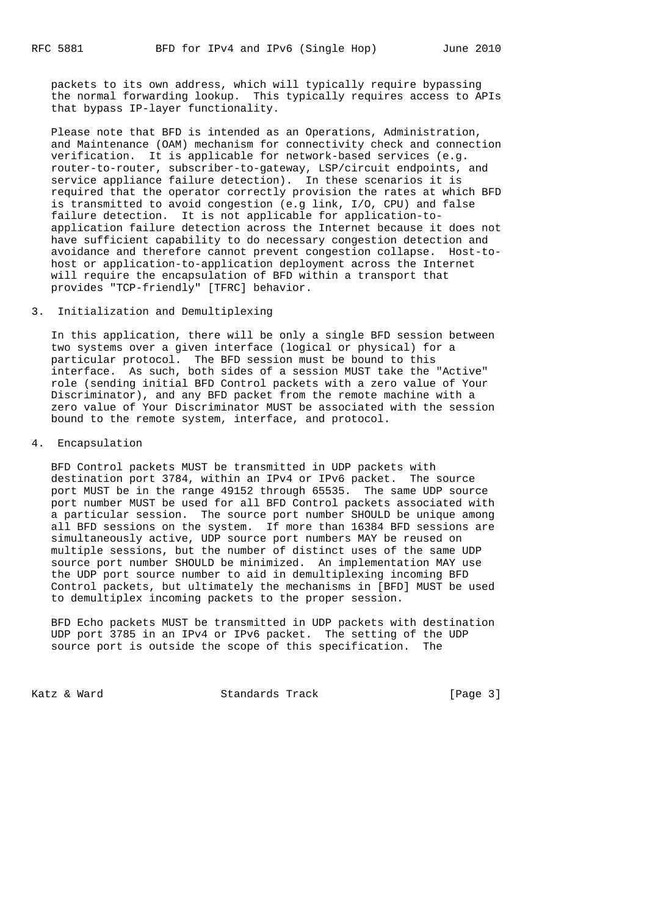packets to its own address, which will typically require bypassing the normal forwarding lookup. This typically requires access to APIs that bypass IP-layer functionality.

Please note that BFD is intended as an Operations, Administration, and Maintenance (OAM) mechanism for connectivity check and connection verification. It is applicable for network-based services (e.g. router-to-router, subscriber-to-gateway, LSP/circuit endpoints, and service appliance failure detection). In these scenarios it is required that the operator correctly provision the rates at which BFD is transmitted to avoid congestion (e.g link, I/O, CPU) and false failure detection. It is not applicable for application-to-application failure detection across the Internet because it does not have sufficient capability to do necessary congestion detection and avoidance and therefore cannot prevent congestion collapse. Host-to-host or application-to-application deployment across the Internet will require the encapsulation of BFD within a transport that provides "TCP-friendly" [TFRC] behavior.

## 3. Initialization and Demultiplexing

In this application, there will be only a single BFD session between two systems over a given interface (logical or physical) for a particular protocol. The BFD session must be bound to this interface. As such, both sides of a session MUST take the "Active" role (sending initial BFD Control packets with a zero value of Your Discriminator), and any BFD packet from the remote machine with a zero value of Your Discriminator MUST be associated with the session bound to the remote system, interface, and protocol.

## 4. Encapsulation

BFD Control packets MUST be transmitted in UDP packets with destination port 3784, within an IPv4 or IPv6 packet. The source port MUST be in the range 49152 through 65535. The same UDP source port number MUST be used for all BFD Control packets associated with a particular session. The source port number SHOULD be unique among all BFD sessions on the system. If more than 16384 BFD sessions are simultaneously active, UDP source port numbers MAY be reused on multiple sessions, but the number of distinct uses of the same UDP source port number SHOULD be minimized. An implementation MAY use the UDP port source number to aid in demultiplexing incoming BFD Control packets, but ultimately the mechanisms in [BFD] MUST be used to demultiplex incoming packets to the proper session.

BFD Echo packets MUST be transmitted in UDP packets with destination UDP port 3785 in an IPv4 or IPv6 packet. The setting of the UDP source port is outside the scope of this specification. The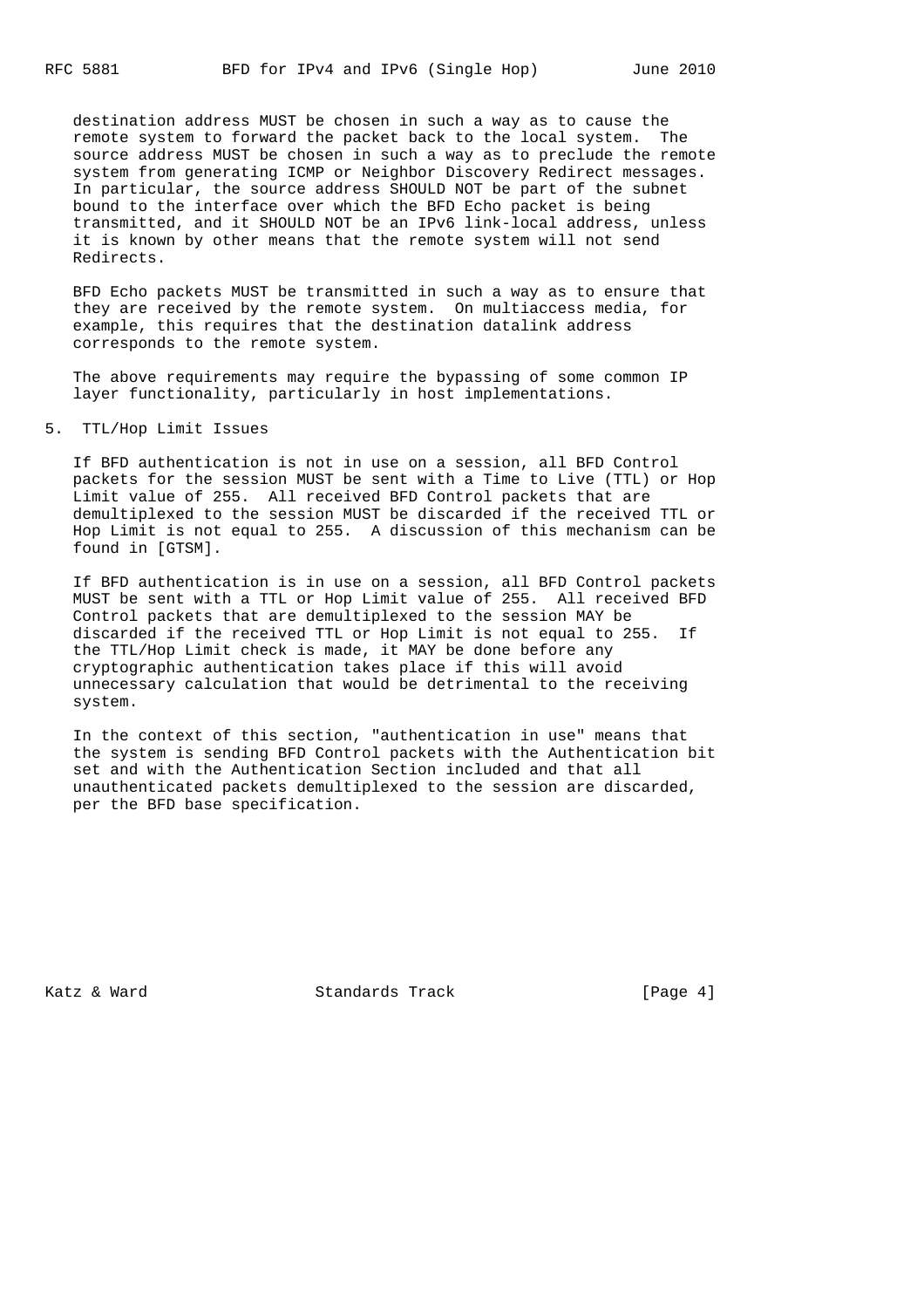destination address MUST be chosen in such a way as to cause the remote system to forward the packet back to the local system. The source address MUST be chosen in such a way as to preclude the remote system from generating ICMP or Neighbor Discovery Redirect messages. In particular, the source address SHOULD NOT be part of the subnet bound to the interface over which the BFD Echo packet is being transmitted, and it SHOULD NOT be an IPv6 link-local address, unless it is known by other means that the remote system will not send Redirects.

BFD Echo packets MUST be transmitted in such a way as to ensure that they are received by the remote system. On multiaccess media, for example, this requires that the destination datalink address corresponds to the remote system.

The above requirements may require the bypassing of some common IP layer functionality, particularly in host implementations.

## 5. TTL/Hop Limit Issues

If BFD authentication is not in use on a session, all BFD Control packets for the session MUST be sent with a Time to Live (TTL) or Hop Limit value of 255. All received BFD Control packets that are demultiplexed to the session MUST be discarded if the received TTL or Hop Limit is not equal to 255. A discussion of this mechanism can be found in [GTSM].

If BFD authentication is in use on a session, all BFD Control packets MUST be sent with a TTL or Hop Limit value of 255. All received BFD Control packets that are demultiplexed to the session MAY be discarded if the received TTL or Hop Limit is not equal to 255. If the TTL/Hop Limit check is made, it MAY be done before any cryptographic authentication takes place if this will avoid unnecessary calculation that would be detrimental to the receiving system.

In the context of this section, "authentication in use" means that the system is sending BFD Control packets with the Authentication bit set and with the Authentication Section included and that all unauthenticated packets demultiplexed to the session are discarded, per the BFD base specification.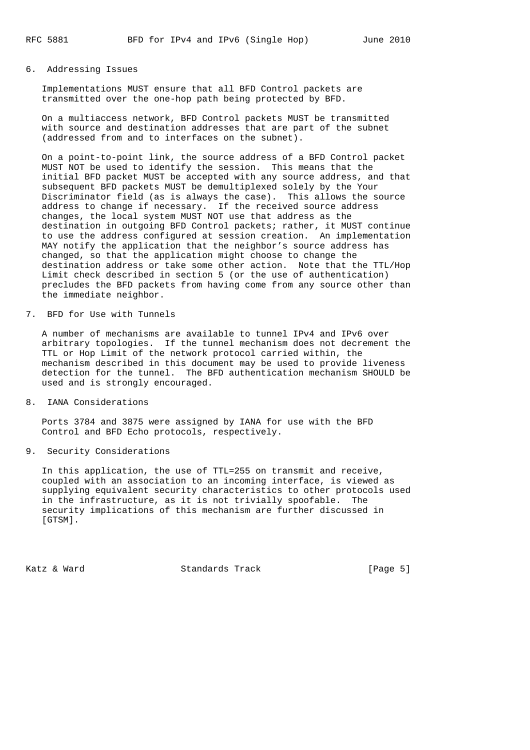## 6. Addressing Issues

Implementations MUST ensure that all BFD Control packets are transmitted over the one-hop path being protected by BFD.

On a multiaccess network, BFD Control packets MUST be transmitted with source and destination addresses that are part of the subnet (addressed from and to interfaces on the subnet).

On a point-to-point link, the source address of a BFD Control packet MUST NOT be used to identify the session. This means that the initial BFD packet MUST be accepted with any source address, and that subsequent BFD packets MUST be demultiplexed solely by the Your Discriminator field (as is always the case). This allows the source address to change if necessary. If the received source address changes, the local system MUST NOT use that address as the destination in outgoing BFD Control packets; rather, it MUST continue to use the address configured at session creation. An implementation MAY notify the application that the neighbor's source address has changed, so that the application might choose to change the destination address or take some other action. Note that the TTL/Hop Limit check described in section 5 (or the use of authentication) precludes the BFD packets from having come from any source other than the immediate neighbor.

## 7. BFD for Use with Tunnels

A number of mechanisms are available to tunnel IPv4 and IPv6 over arbitrary topologies. If the tunnel mechanism does not decrement the TTL or Hop Limit of the network protocol carried within, the mechanism described in this document may be used to provide liveness detection for the tunnel. The BFD authentication mechanism SHOULD be used and is strongly encouraged.

## 8. IANA Considerations

Ports 3784 and 3875 were assigned by IANA for use with the BFD Control and BFD Echo protocols, respectively.

## 9. Security Considerations

In this application, the use of TTL=255 on transmit and receive, coupled with an association to an incoming interface, is viewed as supplying equivalent security characteristics to other protocols used in the infrastructure, as it is not trivially spoofable. The security implications of this mechanism are further discussed in [GTSM].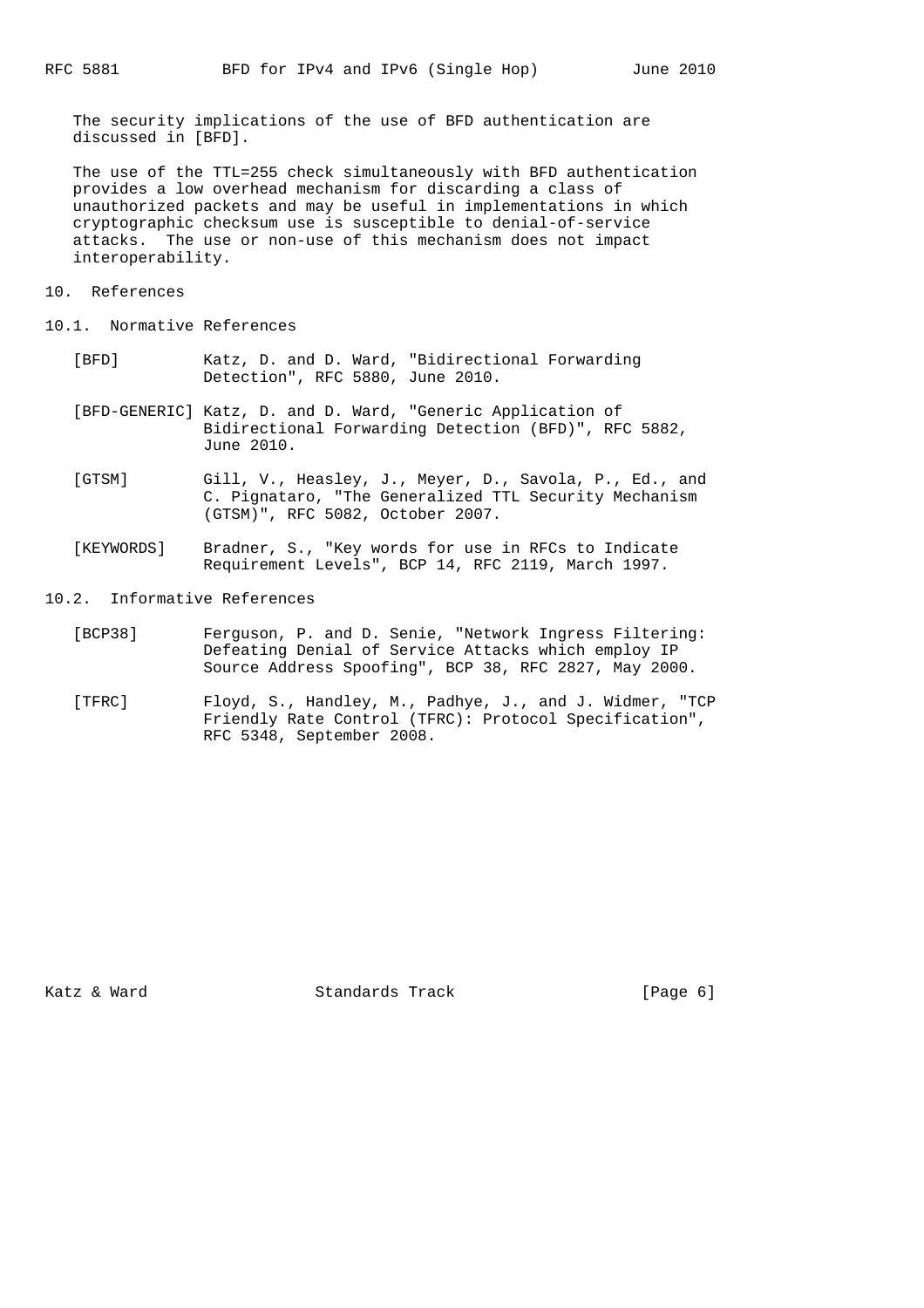The security implications of the use of BFD authentication are discussed in [BFD].

The use of the TTL=255 check simultaneously with BFD authentication provides a low overhead mechanism for discarding a class of unauthorized packets and may be useful in implementations in which cryptographic checksum use is susceptible to denial-of-service attacks. The use or non-use of this mechanism does not impact interoperability.

## 10. References

### 10.1. Normative References

[BFD] Katz, D. and D. Ward, "Bidirectional Forwarding Detection", RFC 5880, June 2010.

[BFD-GENERIC] Katz, D. and D. Ward, "Generic Application of Bidirectional Forwarding Detection (BFD)", RFC 5882, June 2010.

[GTSM] Gill, V., Heasley, J., Meyer, D., Savola, P., Ed., and C. Pignataro, "The Generalized TTL Security Mechanism (GTSM)", RFC 5082, October 2007.

[KEYWORDS] Bradner, S., "Key words for use in RFCs to Indicate Requirement Levels", BCP 14, RFC 2119, March 1997.

### 10.2. Informative References

[BCP38] Ferguson, P. and D. Senie, "Network Ingress Filtering: Defeating Denial of Service Attacks which employ IP Source Address Spoofing", BCP 38, RFC 2827, May 2000.

[TFRC] Floyd, S., Handley, M., Padhye, J., and J. Widmer, "TCP Friendly Rate Control (TFRC): Protocol Specification", RFC 5348, September 2008.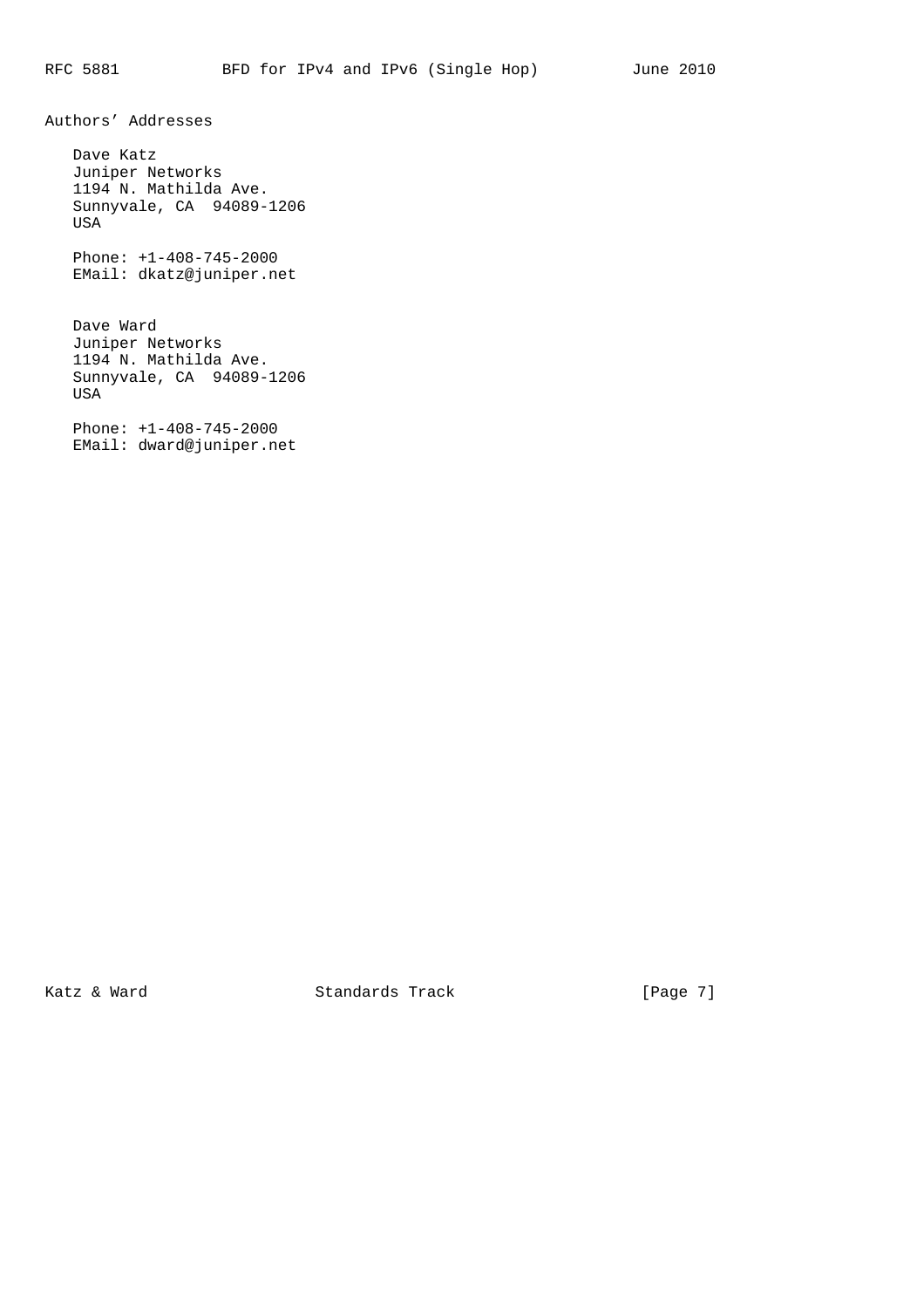## Authors' Addresses

Dave Katz
Juniper Networks
1194 N. Mathilda Ave.
Sunnyvale, CA  94089-1206
USA

Phone: +1-408-745-2000
EMail: dkatz@juniper.net

Dave Ward
Juniper Networks
1194 N. Mathilda Ave.
Sunnyvale, CA  94089-1206
USA

Phone: +1-408-745-2000
EMail: dward@juniper.net